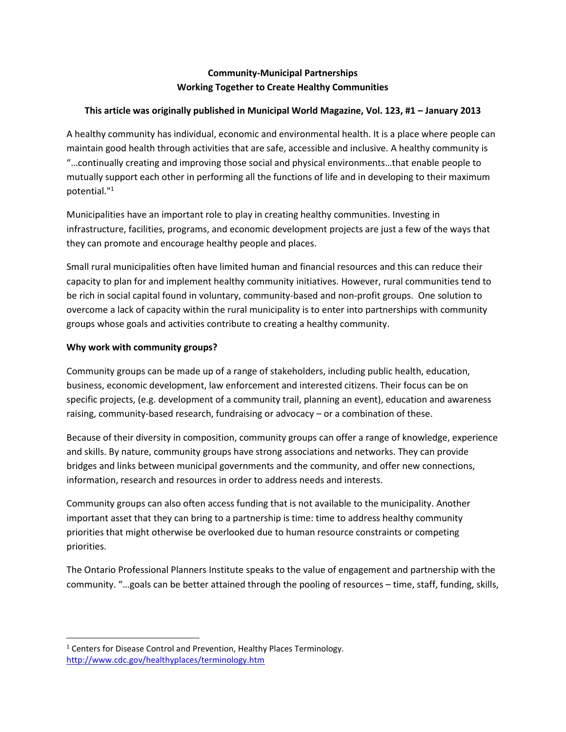**Community-Municipal Partnerships**
**Working Together to Create Healthy Communities**

**This article was originally published in Municipal World Magazine, Vol. 123, #1 – January 2013**

A healthy community has individual, economic and environmental health. It is a place where people can maintain good health through activities that are safe, accessible and inclusive. A healthy community is "…continually creating and improving those social and physical environments…that enable people to mutually support each other in performing all the functions of life and in developing to their maximum potential."[1]

Municipalities have an important role to play in creating healthy communities. Investing in infrastructure, facilities, programs, and economic development projects are just a few of the ways that they can promote and encourage healthy people and places.

Small rural municipalities often have limited human and financial resources and this can reduce their capacity to plan for and implement healthy community initiatives. However, rural communities tend to be rich in social capital found in voluntary, community-based and non-profit groups. One solution to overcome a lack of capacity within the rural municipality is to enter into partnerships with community groups whose goals and activities contribute to creating a healthy community.

**Why work with community groups?**

Community groups can be made up of a range of stakeholders, including public health, education, business, economic development, law enforcement and interested citizens. Their focus can be on specific projects, (e.g. development of a community trail, planning an event), education and awareness raising, community-based research, fundraising or advocacy – or a combination of these.

Because of their diversity in composition, community groups can offer a range of knowledge, experience and skills. By nature, community groups have strong associations and networks. They can provide bridges and links between municipal governments and the community, and offer new connections, information, research and resources in order to address needs and interests.

Community groups can also often access funding that is not available to the municipality. Another important asset that they can bring to a partnership is time: time to address healthy community priorities that might otherwise be overlooked due to human resource constraints or competing priorities.

The Ontario Professional Planners Institute speaks to the value of engagement and partnership with the community. "…goals can be better attained through the pooling of resources – time, staff, funding, skills,

---

[1] Centers for Disease Control and Prevention, Healthy Places Terminology. http://www.cdc.gov/healthyplaces/terminology.htm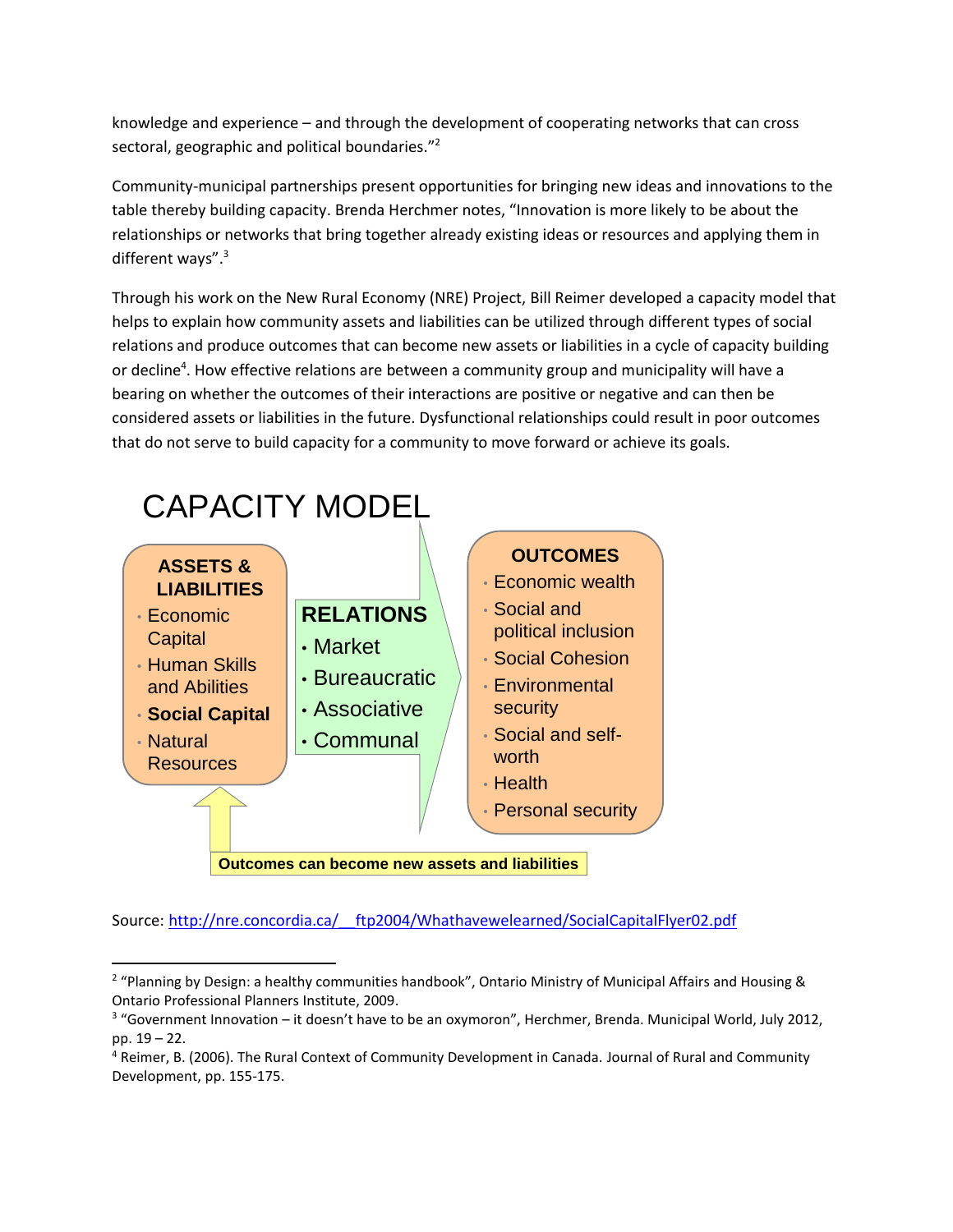knowledge and experience – and through the development of cooperating networks that can cross sectoral, geographic and political boundaries."[2]

Community-municipal partnerships present opportunities for bringing new ideas and innovations to the table thereby building capacity. Brenda Herchmer notes, "Innovation is more likely to be about the relationships or networks that bring together already existing ideas or resources and applying them in different ways".[3]

Through his work on the New Rural Economy (NRE) Project, Bill Reimer developed a capacity model that helps to explain how community assets and liabilities can be utilized through different types of social relations and produce outcomes that can become new assets or liabilities in a cycle of capacity building or decline[4]. How effective relations are between a community group and municipality will have a bearing on whether the outcomes of their interactions are positive or negative and can then be considered assets or liabilities in the future. Dysfunctional relationships could result in poor outcomes that do not serve to build capacity for a community to move forward or achieve its goals.

## CAPACITY MODEL

**ASSETS & LIABILITIES**
- Economic Capital
- Human Skills and Abilities
- **Social Capital**
- Natural Resources

**RELATIONS**
- Market
- Bureaucratic
- Associative
- Communal

**OUTCOMES**
- Economic wealth
- Social and political inclusion
- Social Cohesion
- Environmental security
- Social and self-worth
- Health
- Personal security

**Outcomes can become new assets and liabilities**

Source: http://nre.concordia.ca/__ftp2004/Whathavewelearned/SocialCapitalFlyer02.pdf

---

[2] "Planning by Design: a healthy communities handbook", Ontario Ministry of Municipal Affairs and Housing & Ontario Professional Planners Institute, 2009.

[3] "Government Innovation – it doesn't have to be an oxymoron", Herchmer, Brenda. Municipal World, July 2012, pp. 19 – 22.

[4] Reimer, B. (2006). The Rural Context of Community Development in Canada. Journal of Rural and Community Development, pp. 155-175.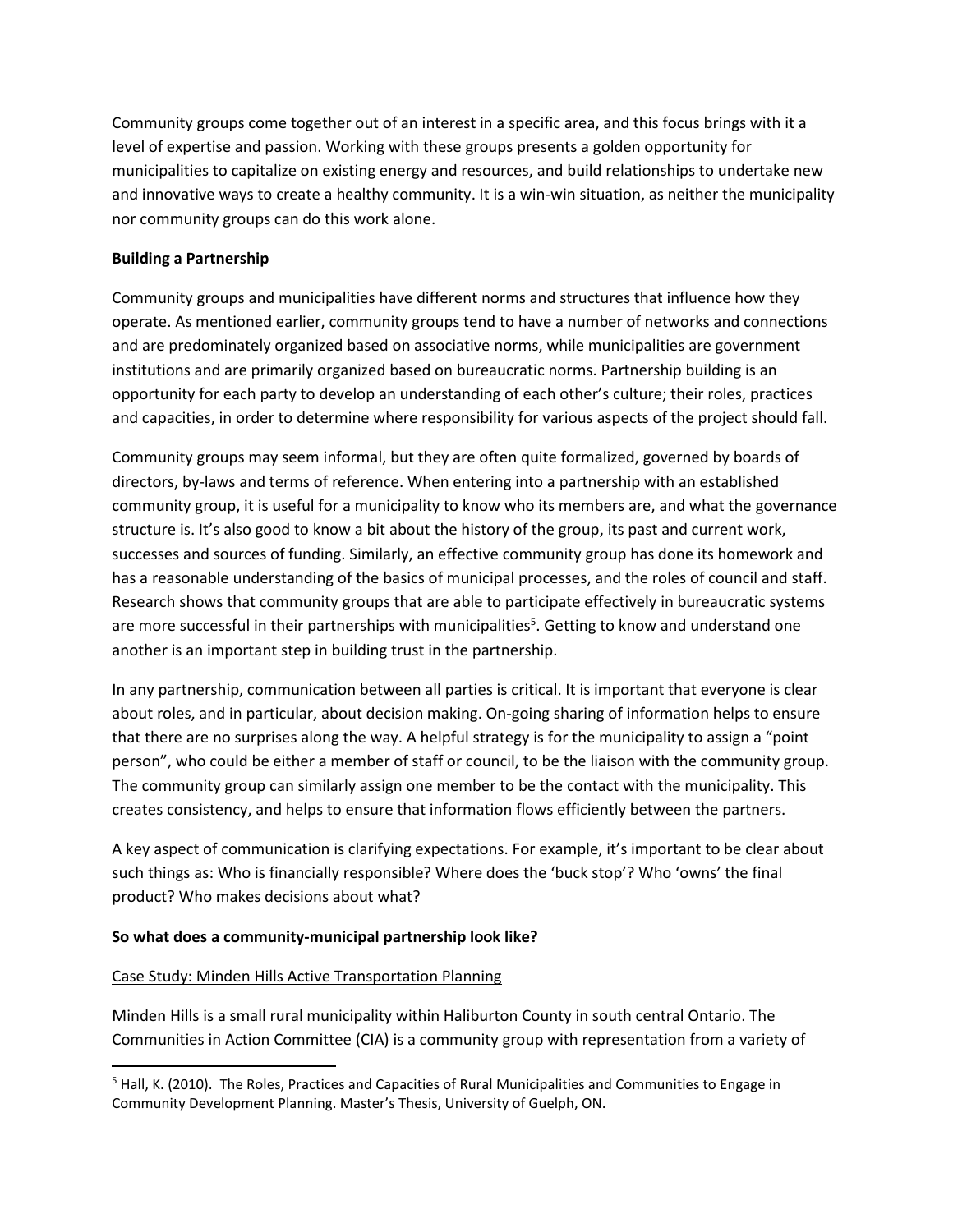Community groups come together out of an interest in a specific area, and this focus brings with it a level of expertise and passion. Working with these groups presents a golden opportunity for municipalities to capitalize on existing energy and resources, and build relationships to undertake new and innovative ways to create a healthy community. It is a win-win situation, as neither the municipality nor community groups can do this work alone.

**Building a Partnership**

Community groups and municipalities have different norms and structures that influence how they operate. As mentioned earlier, community groups tend to have a number of networks and connections and are predominately organized based on associative norms, while municipalities are government institutions and are primarily organized based on bureaucratic norms. Partnership building is an opportunity for each party to develop an understanding of each other's culture; their roles, practices and capacities, in order to determine where responsibility for various aspects of the project should fall.

Community groups may seem informal, but they are often quite formalized, governed by boards of directors, by-laws and terms of reference. When entering into a partnership with an established community group, it is useful for a municipality to know who its members are, and what the governance structure is. It's also good to know a bit about the history of the group, its past and current work, successes and sources of funding. Similarly, an effective community group has done its homework and has a reasonable understanding of the basics of municipal processes, and the roles of council and staff. Research shows that community groups that are able to participate effectively in bureaucratic systems are more successful in their partnerships with municipalities[5]. Getting to know and understand one another is an important step in building trust in the partnership.

In any partnership, communication between all parties is critical. It is important that everyone is clear about roles, and in particular, about decision making. On-going sharing of information helps to ensure that there are no surprises along the way. A helpful strategy is for the municipality to assign a "point person", who could be either a member of staff or council, to be the liaison with the community group. The community group can similarly assign one member to be the contact with the municipality. This creates consistency, and helps to ensure that information flows efficiently between the partners.

A key aspect of communication is clarifying expectations. For example, it's important to be clear about such things as: Who is financially responsible? Where does the 'buck stop'? Who 'owns' the final product? Who makes decisions about what?

**So what does a community-municipal partnership look like?**

<u>Case Study: Minden Hills Active Transportation Planning</u>

Minden Hills is a small rural municipality within Haliburton County in south central Ontario. The Communities in Action Committee (CIA) is a community group with representation from a variety of

[5] Hall, K. (2010). The Roles, Practices and Capacities of Rural Municipalities and Communities to Engage in Community Development Planning. Master's Thesis, University of Guelph, ON.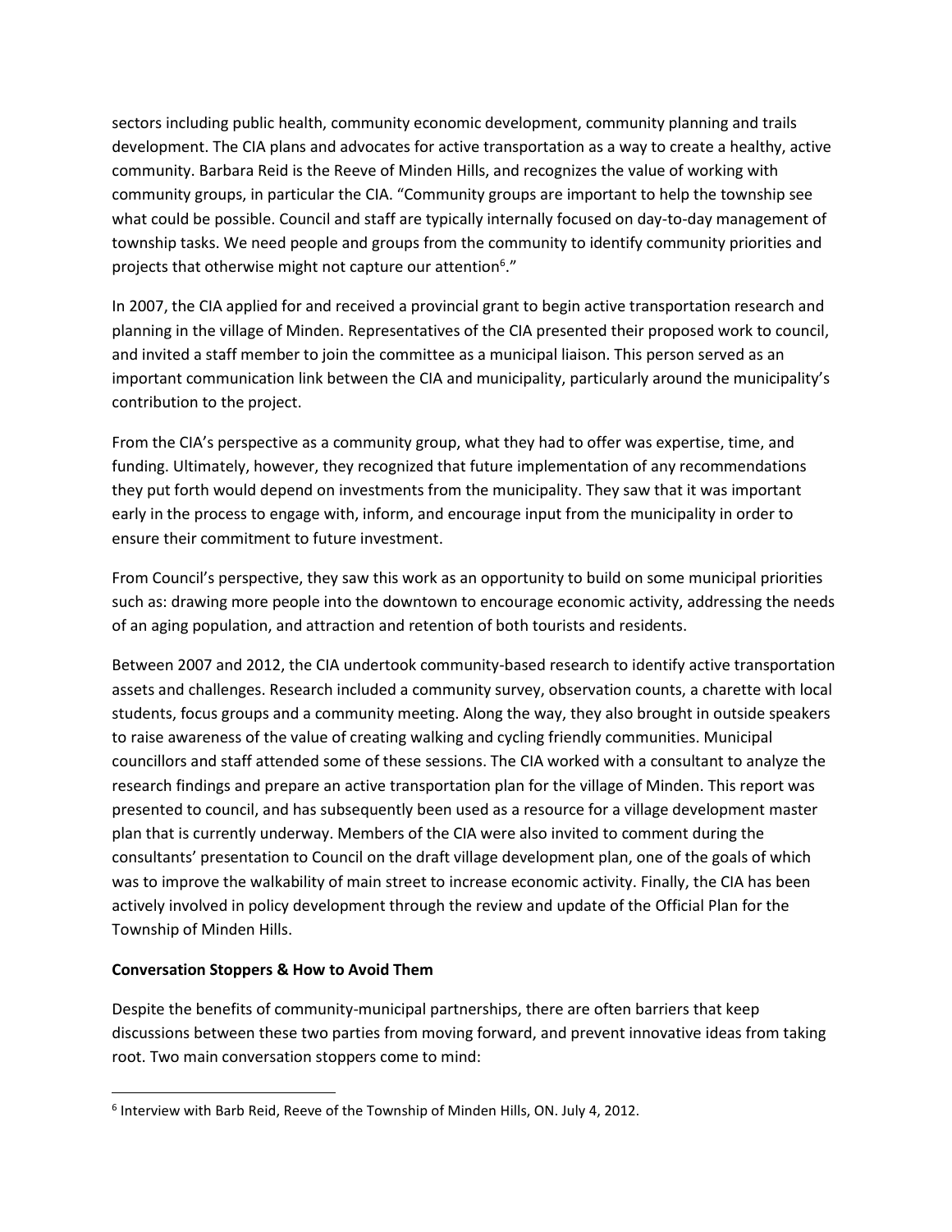sectors including public health, community economic development, community planning and trails development. The CIA plans and advocates for active transportation as a way to create a healthy, active community. Barbara Reid is the Reeve of Minden Hills, and recognizes the value of working with community groups, in particular the CIA. "Community groups are important to help the township see what could be possible. Council and staff are typically internally focused on day-to-day management of township tasks. We need people and groups from the community to identify community priorities and projects that otherwise might not capture our attention[6]."

In 2007, the CIA applied for and received a provincial grant to begin active transportation research and planning in the village of Minden. Representatives of the CIA presented their proposed work to council, and invited a staff member to join the committee as a municipal liaison. This person served as an important communication link between the CIA and municipality, particularly around the municipality's contribution to the project.

From the CIA's perspective as a community group, what they had to offer was expertise, time, and funding. Ultimately, however, they recognized that future implementation of any recommendations they put forth would depend on investments from the municipality. They saw that it was important early in the process to engage with, inform, and encourage input from the municipality in order to ensure their commitment to future investment.

From Council's perspective, they saw this work as an opportunity to build on some municipal priorities such as: drawing more people into the downtown to encourage economic activity, addressing the needs of an aging population, and attraction and retention of both tourists and residents.

Between 2007 and 2012, the CIA undertook community-based research to identify active transportation assets and challenges. Research included a community survey, observation counts, a charette with local students, focus groups and a community meeting. Along the way, they also brought in outside speakers to raise awareness of the value of creating walking and cycling friendly communities. Municipal councillors and staff attended some of these sessions. The CIA worked with a consultant to analyze the research findings and prepare an active transportation plan for the village of Minden. This report was presented to council, and has subsequently been used as a resource for a village development master plan that is currently underway. Members of the CIA were also invited to comment during the consultants' presentation to Council on the draft village development plan, one of the goals of which was to improve the walkability of main street to increase economic activity. Finally, the CIA has been actively involved in policy development through the review and update of the Official Plan for the Township of Minden Hills.

**Conversation Stoppers & How to Avoid Them**

Despite the benefits of community-municipal partnerships, there are often barriers that keep discussions between these two parties from moving forward, and prevent innovative ideas from taking root. Two main conversation stoppers come to mind:

---

[6] Interview with Barb Reid, Reeve of the Township of Minden Hills, ON. July 4, 2012.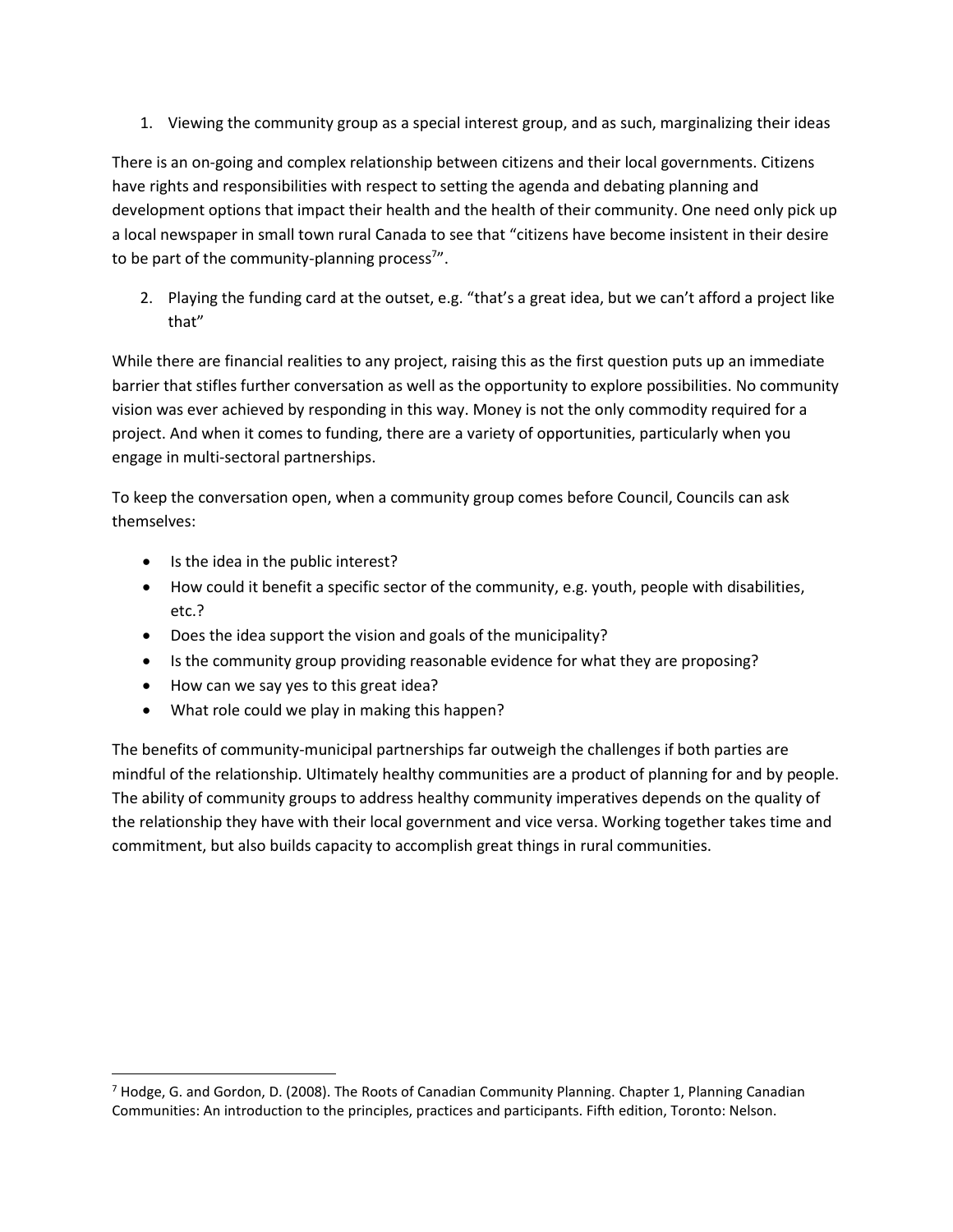1. Viewing the community group as a special interest group, and as such, marginalizing their ideas

There is an on-going and complex relationship between citizens and their local governments. Citizens have rights and responsibilities with respect to setting the agenda and debating planning and development options that impact their health and the health of their community. One need only pick up a local newspaper in small town rural Canada to see that "citizens have become insistent in their desire to be part of the community-planning process[7]".

2. Playing the funding card at the outset, e.g. "that's a great idea, but we can't afford a project like that"

While there are financial realities to any project, raising this as the first question puts up an immediate barrier that stifles further conversation as well as the opportunity to explore possibilities. No community vision was ever achieved by responding in this way. Money is not the only commodity required for a project. And when it comes to funding, there are a variety of opportunities, particularly when you engage in multi-sectoral partnerships.

To keep the conversation open, when a community group comes before Council, Councils can ask themselves:

- Is the idea in the public interest?
- How could it benefit a specific sector of the community, e.g. youth, people with disabilities, etc.?
- Does the idea support the vision and goals of the municipality?
- Is the community group providing reasonable evidence for what they are proposing?
- How can we say yes to this great idea?
- What role could we play in making this happen?

The benefits of community-municipal partnerships far outweigh the challenges if both parties are mindful of the relationship. Ultimately healthy communities are a product of planning for and by people. The ability of community groups to address healthy community imperatives depends on the quality of the relationship they have with their local government and vice versa. Working together takes time and commitment, but also builds capacity to accomplish great things in rural communities.

[7] Hodge, G. and Gordon, D. (2008). The Roots of Canadian Community Planning. Chapter 1, Planning Canadian Communities: An introduction to the principles, practices and participants. Fifth edition, Toronto: Nelson.